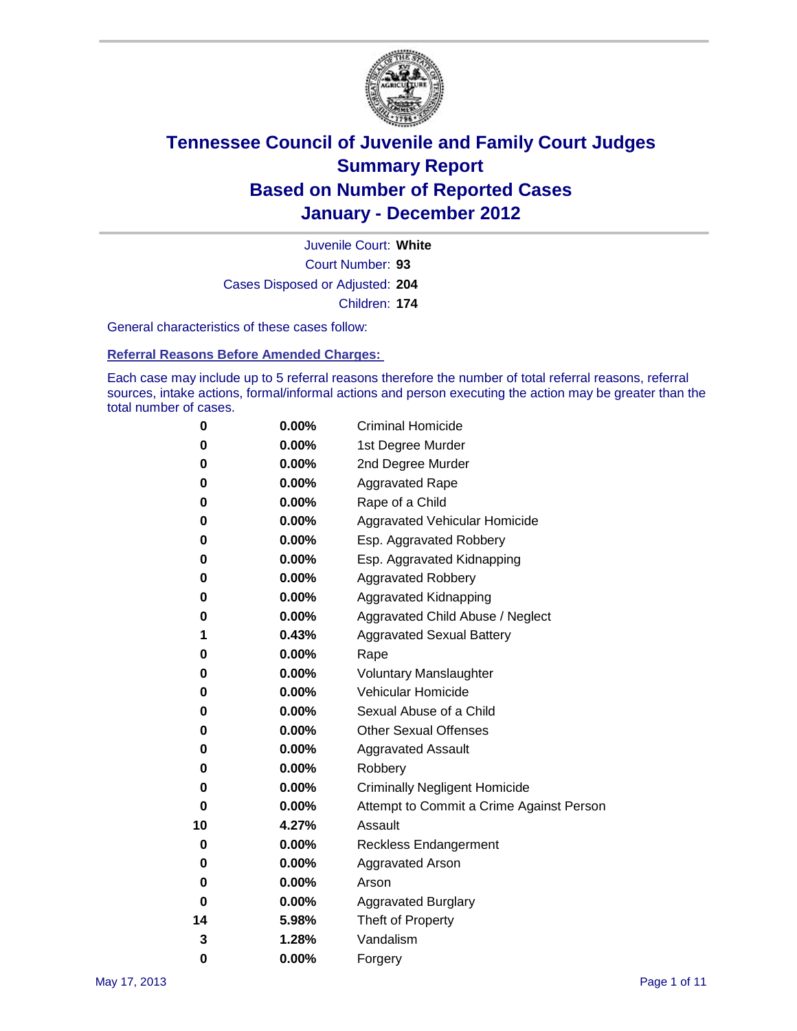# Tennessee Council of Juvenile and Family Court Judges
# Summary Report
# Based on Number of Reported Cases
# January - December 2012

Juvenile Court: **White**

Court Number: **93**

Cases Disposed or Adjusted: **204**

Children: **174**

General characteristics of these cases follow:

**Referral Reasons Before Amended Charges:**

Each case may include up to 5 referral reasons therefore the number of total referral reasons, referral sources, intake actions, formal/informal actions and person executing the action may be greater than the total number of cases.

| | | |
|---|---|---|
| 0 | 0.00% | Criminal Homicide |
| 0 | 0.00% | 1st Degree Murder |
| 0 | 0.00% | 2nd Degree Murder |
| 0 | 0.00% | Aggravated Rape |
| 0 | 0.00% | Rape of a Child |
| 0 | 0.00% | Aggravated Vehicular Homicide |
| 0 | 0.00% | Esp. Aggravated Robbery |
| 0 | 0.00% | Esp. Aggravated Kidnapping |
| 0 | 0.00% | Aggravated Robbery |
| 0 | 0.00% | Aggravated Kidnapping |
| 0 | 0.00% | Aggravated Child Abuse / Neglect |
| 1 | 0.43% | Aggravated Sexual Battery |
| 0 | 0.00% | Rape |
| 0 | 0.00% | Voluntary Manslaughter |
| 0 | 0.00% | Vehicular Homicide |
| 0 | 0.00% | Sexual Abuse of a Child |
| 0 | 0.00% | Other Sexual Offenses |
| 0 | 0.00% | Aggravated Assault |
| 0 | 0.00% | Robbery |
| 0 | 0.00% | Criminally Negligent Homicide |
| 0 | 0.00% | Attempt to Commit a Crime Against Person |
| 10 | 4.27% | Assault |
| 0 | 0.00% | Reckless Endangerment |
| 0 | 0.00% | Aggravated Arson |
| 0 | 0.00% | Arson |
| 0 | 0.00% | Aggravated Burglary |
| 14 | 5.98% | Theft of Property |
| 3 | 1.28% | Vandalism |
| 0 | 0.00% | Forgery |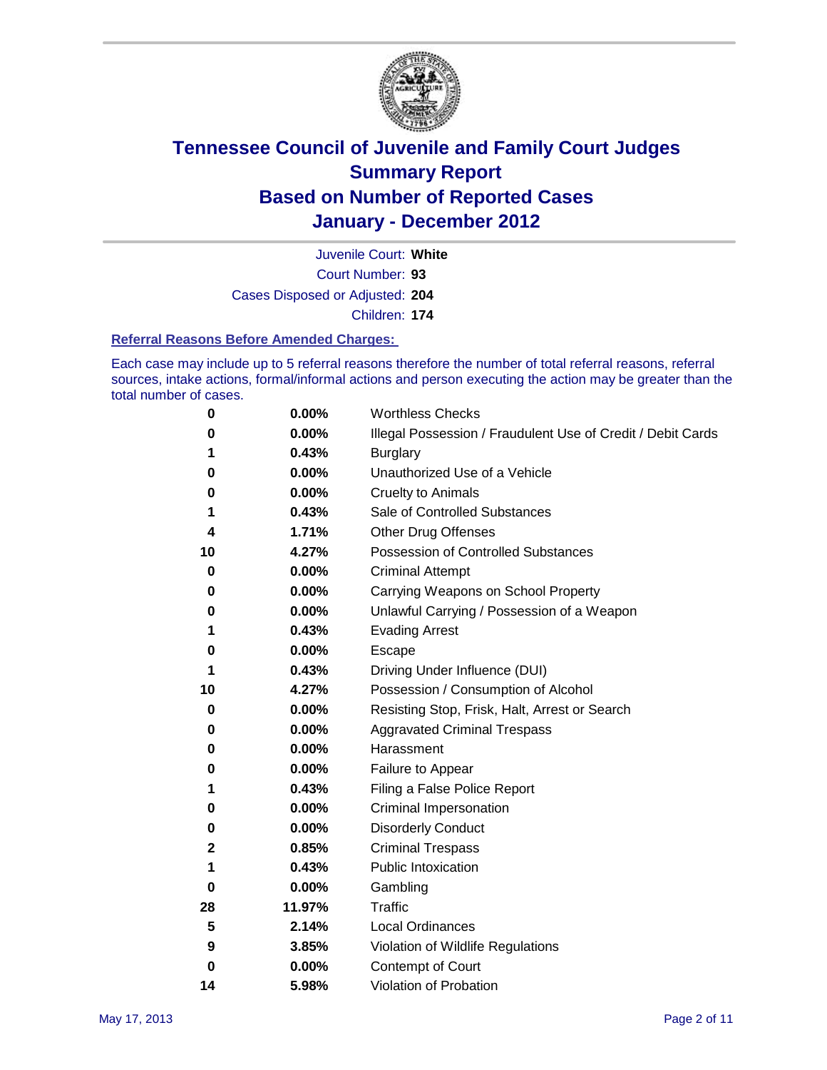# Tennessee Council of Juvenile and Family Court Judges
## Summary Report
## Based on Number of Reported Cases
## January - December 2012

Juvenile Court: **White**

Court Number: **93**

Cases Disposed or Adjusted: **204**

Children: **174**

### Referral Reasons Before Amended Charges:

Each case may include up to 5 referral reasons therefore the number of total referral reasons, referral sources, intake actions, formal/informal actions and person executing the action may be greater than the total number of cases.

| | | |
|---|---|---|
| 0 | 0.00% | Worthless Checks |
| 0 | 0.00% | Illegal Possession / Fraudulent Use of Credit / Debit Cards |
| 1 | 0.43% | Burglary |
| 0 | 0.00% | Unauthorized Use of a Vehicle |
| 0 | 0.00% | Cruelty to Animals |
| 1 | 0.43% | Sale of Controlled Substances |
| 4 | 1.71% | Other Drug Offenses |
| 10 | 4.27% | Possession of Controlled Substances |
| 0 | 0.00% | Criminal Attempt |
| 0 | 0.00% | Carrying Weapons on School Property |
| 0 | 0.00% | Unlawful Carrying / Possession of a Weapon |
| 1 | 0.43% | Evading Arrest |
| 0 | 0.00% | Escape |
| 1 | 0.43% | Driving Under Influence (DUI) |
| 10 | 4.27% | Possession / Consumption of Alcohol |
| 0 | 0.00% | Resisting Stop, Frisk, Halt, Arrest or Search |
| 0 | 0.00% | Aggravated Criminal Trespass |
| 0 | 0.00% | Harassment |
| 0 | 0.00% | Failure to Appear |
| 1 | 0.43% | Filing a False Police Report |
| 0 | 0.00% | Criminal Impersonation |
| 0 | 0.00% | Disorderly Conduct |
| 2 | 0.85% | Criminal Trespass |
| 1 | 0.43% | Public Intoxication |
| 0 | 0.00% | Gambling |
| 28 | 11.97% | Traffic |
| 5 | 2.14% | Local Ordinances |
| 9 | 3.85% | Violation of Wildlife Regulations |
| 0 | 0.00% | Contempt of Court |
| 14 | 5.98% | Violation of Probation |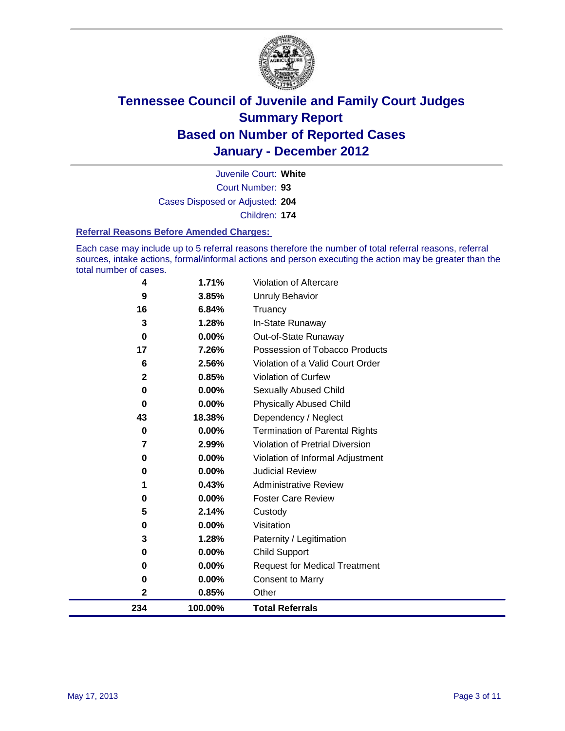# Tennessee Council of Juvenile and Family Court Judges
## Summary Report
## Based on Number of Reported Cases
## January - December 2012

Juvenile Court: **White**
Court Number: **93**
Cases Disposed or Adjusted: **204**
Children: **174**

### Referral Reasons Before Amended Charges:

Each case may include up to 5 referral reasons therefore the number of total referral reasons, referral sources, intake actions, formal/informal actions and person executing the action may be greater than the total number of cases.

| Count | Percent | Referral Reason |
|---|---|---|
| 4 | 1.71% | Violation of Aftercare |
| 9 | 3.85% | Unruly Behavior |
| 16 | 6.84% | Truancy |
| 3 | 1.28% | In-State Runaway |
| 0 | 0.00% | Out-of-State Runaway |
| 17 | 7.26% | Possession of Tobacco Products |
| 6 | 2.56% | Violation of a Valid Court Order |
| 2 | 0.85% | Violation of Curfew |
| 0 | 0.00% | Sexually Abused Child |
| 0 | 0.00% | Physically Abused Child |
| 43 | 18.38% | Dependency / Neglect |
| 0 | 0.00% | Termination of Parental Rights |
| 7 | 2.99% | Violation of Pretrial Diversion |
| 0 | 0.00% | Violation of Informal Adjustment |
| 0 | 0.00% | Judicial Review |
| 1 | 0.43% | Administrative Review |
| 0 | 0.00% | Foster Care Review |
| 5 | 2.14% | Custody |
| 0 | 0.00% | Visitation |
| 3 | 1.28% | Paternity / Legitimation |
| 0 | 0.00% | Child Support |
| 0 | 0.00% | Request for Medical Treatment |
| 0 | 0.00% | Consent to Marry |
| 2 | 0.85% | Other |
| **234** | **100.00%** | **Total Referrals** |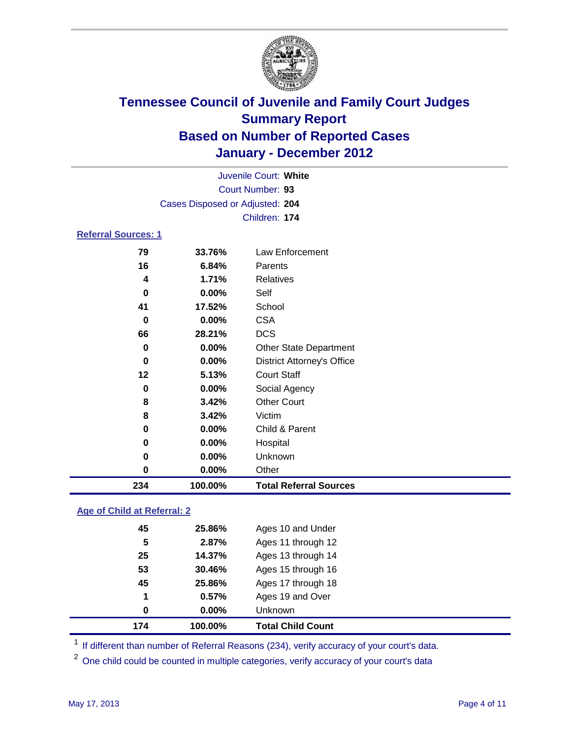# Tennessee Council of Juvenile and Family Court Judges
## Summary Report
## Based on Number of Reported Cases
## January - December 2012

Juvenile Court: **White**
Court Number: **93**
Cases Disposed or Adjusted: **204**
Children: **174**

### Referral Sources: 1

| | | |
|---|---|---|
| 79 | 33.76% | Law Enforcement |
| 16 | 6.84% | Parents |
| 4 | 1.71% | Relatives |
| 0 | 0.00% | Self |
| 41 | 17.52% | School |
| 0 | 0.00% | CSA |
| 66 | 28.21% | DCS |
| 0 | 0.00% | Other State Department |
| 0 | 0.00% | District Attorney's Office |
| 12 | 5.13% | Court Staff |
| 0 | 0.00% | Social Agency |
| 8 | 3.42% | Other Court |
| 8 | 3.42% | Victim |
| 0 | 0.00% | Child & Parent |
| 0 | 0.00% | Hospital |
| 0 | 0.00% | Unknown |
| 0 | 0.00% | Other |
| **234** | **100.00%** | **Total Referral Sources** |

### Age of Child at Referral: 2

| | | |
|---|---|---|
| 45 | 25.86% | Ages 10 and Under |
| 5 | 2.87% | Ages 11 through 12 |
| 25 | 14.37% | Ages 13 through 14 |
| 53 | 30.46% | Ages 15 through 16 |
| 45 | 25.86% | Ages 17 through 18 |
| 1 | 0.57% | Ages 19 and Over |
| 0 | 0.00% | Unknown |
| **174** | **100.00%** | **Total Child Count** |

[1] If different than number of Referral Reasons (234), verify accuracy of your court's data.

[2] One child could be counted in multiple categories, verify accuracy of your court's data

May 17, 2013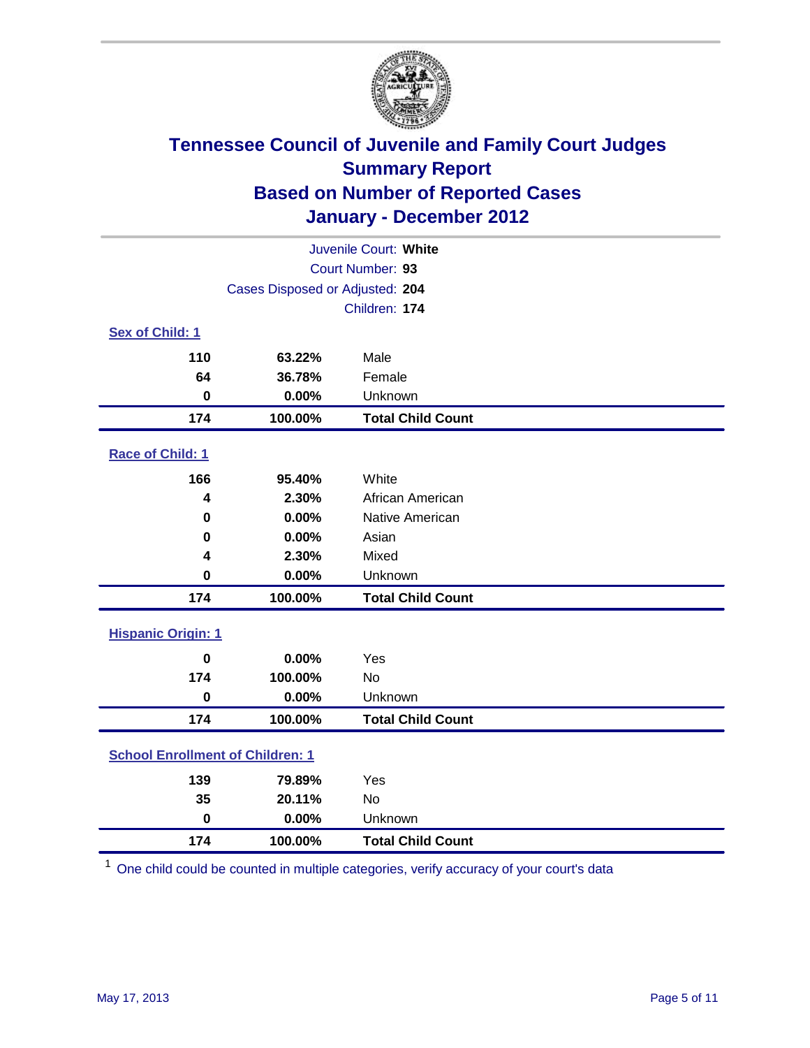# Tennessee Council of Juvenile and Family Court Judges
## Summary Report
## Based on Number of Reported Cases
## January - December 2012

Juvenile Court: **White**
Court Number: **93**
Cases Disposed or Adjusted: **204**
Children: **174**

### Sex of Child: 1

| | | |
|---|---|---|
| **110** | **63.22%** | Male |
| **64** | **36.78%** | Female |
| **0** | **0.00%** | Unknown |
| **174** | **100.00%** | **Total Child Count** |

### Race of Child: 1

| | | |
|---|---|---|
| **166** | **95.40%** | White |
| **4** | **2.30%** | African American |
| **0** | **0.00%** | Native American |
| **0** | **0.00%** | Asian |
| **4** | **2.30%** | Mixed |
| **0** | **0.00%** | Unknown |
| **174** | **100.00%** | **Total Child Count** |

### Hispanic Origin: 1

| | | |
|---|---|---|
| **0** | **0.00%** | Yes |
| **174** | **100.00%** | No |
| **0** | **0.00%** | Unknown |
| **174** | **100.00%** | **Total Child Count** |

### School Enrollment of Children: 1

| | | |
|---|---|---|
| **139** | **79.89%** | Yes |
| **35** | **20.11%** | No |
| **0** | **0.00%** | Unknown |
| **174** | **100.00%** | **Total Child Count** |

[1] One child could be counted in multiple categories, verify accuracy of your court's data

May 17, 2013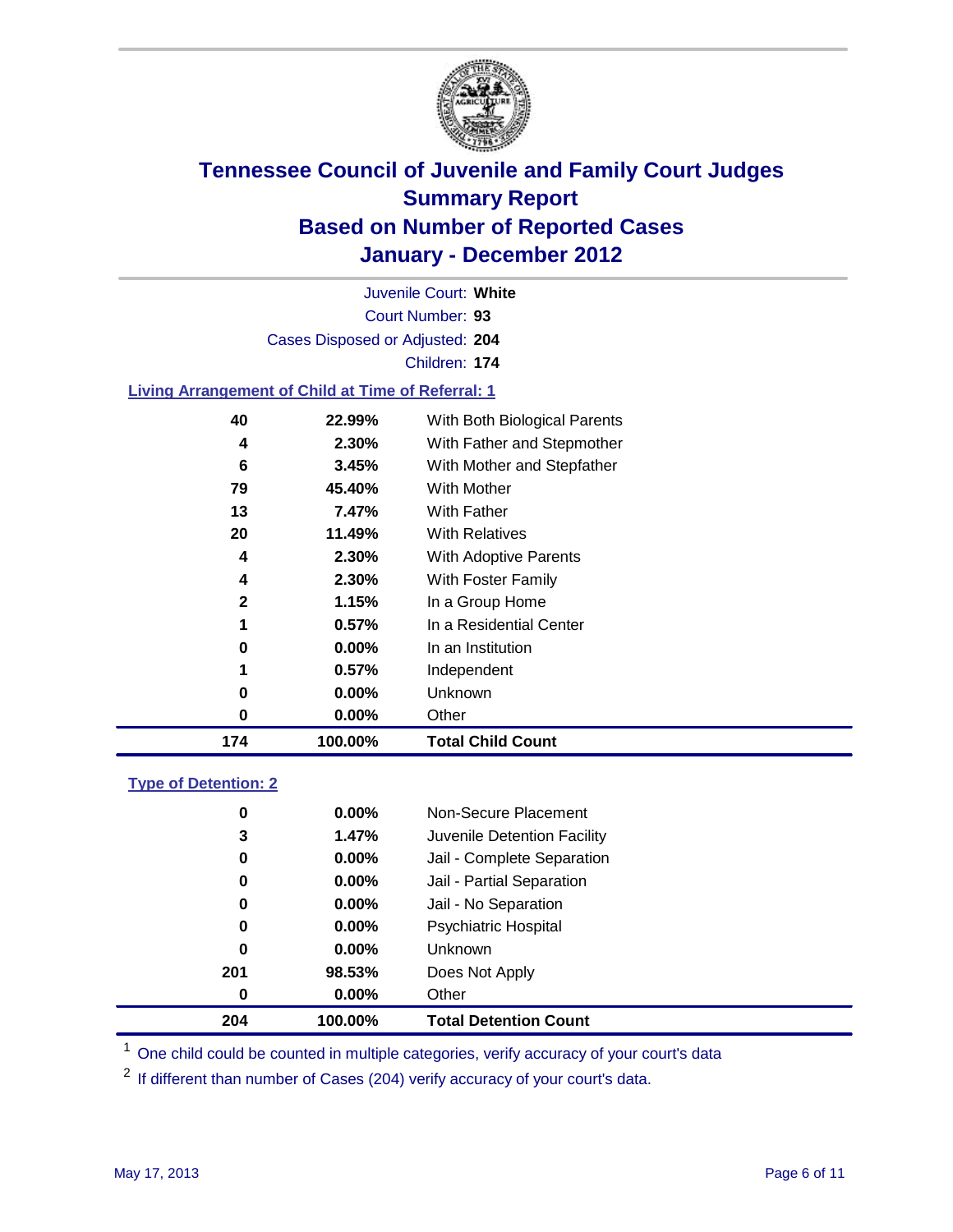# Tennessee Council of Juvenile and Family Court Judges
# Summary Report
# Based on Number of Reported Cases
# January - December 2012

Juvenile Court: **White**

Court Number: **93**

Cases Disposed or Adjusted: **204**

Children: **174**

### Living Arrangement of Child at Time of Referral: 1

| | | |
|---|---|---|
| 40 | 22.99% | With Both Biological Parents |
| 4 | 2.30% | With Father and Stepmother |
| 6 | 3.45% | With Mother and Stepfather |
| 79 | 45.40% | With Mother |
| 13 | 7.47% | With Father |
| 20 | 11.49% | With Relatives |
| 4 | 2.30% | With Adoptive Parents |
| 4 | 2.30% | With Foster Family |
| 2 | 1.15% | In a Group Home |
| 1 | 0.57% | In a Residential Center |
| 0 | 0.00% | In an Institution |
| 1 | 0.57% | Independent |
| 0 | 0.00% | Unknown |
| 0 | 0.00% | Other |
| **174** | **100.00%** | **Total Child Count** |

### Type of Detention: 2

| | | |
|---|---|---|
| 0 | 0.00% | Non-Secure Placement |
| 3 | 1.47% | Juvenile Detention Facility |
| 0 | 0.00% | Jail - Complete Separation |
| 0 | 0.00% | Jail - Partial Separation |
| 0 | 0.00% | Jail - No Separation |
| 0 | 0.00% | Psychiatric Hospital |
| 0 | 0.00% | Unknown |
| 201 | 98.53% | Does Not Apply |
| 0 | 0.00% | Other |
| **204** | **100.00%** | **Total Detention Count** |

[1] One child could be counted in multiple categories, verify accuracy of your court's data

[2] If different than number of Cases (204) verify accuracy of your court's data.

May 17, 2013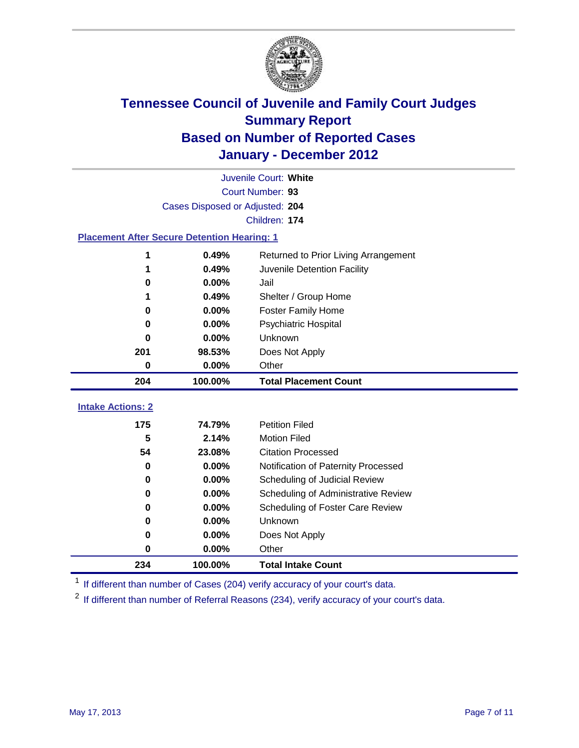# Tennessee Council of Juvenile and Family Court Judges
## Summary Report
## Based on Number of Reported Cases
## January - December 2012

Juvenile Court: **White**
Court Number: **93**
Cases Disposed or Adjusted: **204**
Children: **174**

### Placement After Secure Detention Hearing: 1

| | | |
|---|---|---|
| 1 | 0.49% | Returned to Prior Living Arrangement |
| 1 | 0.49% | Juvenile Detention Facility |
| 0 | 0.00% | Jail |
| 1 | 0.49% | Shelter / Group Home |
| 0 | 0.00% | Foster Family Home |
| 0 | 0.00% | Psychiatric Hospital |
| 0 | 0.00% | Unknown |
| 201 | 98.53% | Does Not Apply |
| 0 | 0.00% | Other |
| **204** | **100.00%** | **Total Placement Count** |

### Intake Actions: 2

| | | |
|---|---|---|
| 175 | 74.79% | Petition Filed |
| 5 | 2.14% | Motion Filed |
| 54 | 23.08% | Citation Processed |
| 0 | 0.00% | Notification of Paternity Processed |
| 0 | 0.00% | Scheduling of Judicial Review |
| 0 | 0.00% | Scheduling of Administrative Review |
| 0 | 0.00% | Scheduling of Foster Care Review |
| 0 | 0.00% | Unknown |
| 0 | 0.00% | Does Not Apply |
| 0 | 0.00% | Other |
| **234** | **100.00%** | **Total Intake Count** |

[1] If different than number of Cases (204) verify accuracy of your court's data.

[2] If different than number of Referral Reasons (234), verify accuracy of your court's data.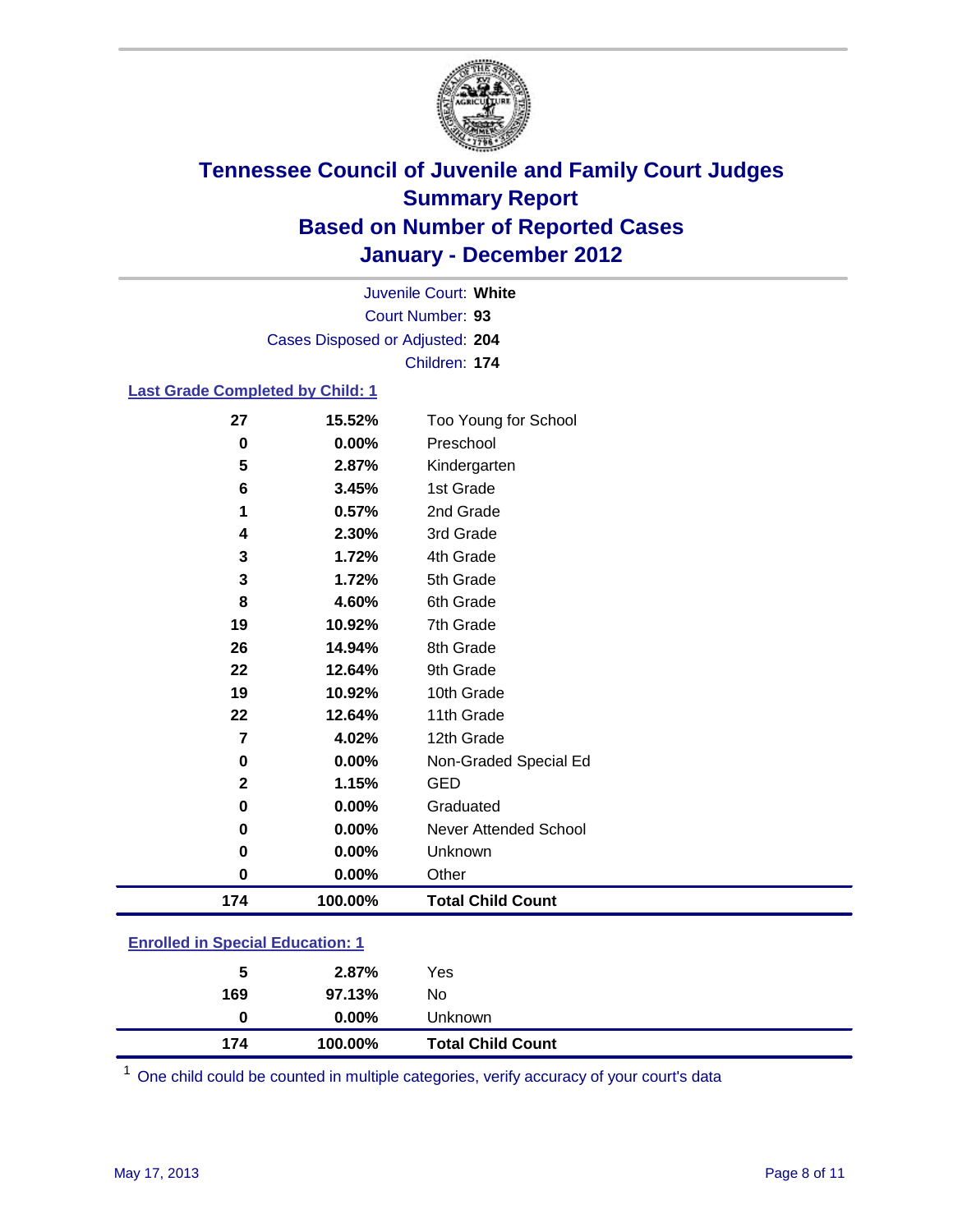# Tennessee Council of Juvenile and Family Court Judges
## Summary Report
## Based on Number of Reported Cases
## January - December 2012

Juvenile Court: **White**
Court Number: **93**
Cases Disposed or Adjusted: **204**
Children: **174**

### Last Grade Completed by Child: 1

| | | |
|---|---|---|
| 27 | 15.52% | Too Young for School |
| 0 | 0.00% | Preschool |
| 5 | 2.87% | Kindergarten |
| 6 | 3.45% | 1st Grade |
| 1 | 0.57% | 2nd Grade |
| 4 | 2.30% | 3rd Grade |
| 3 | 1.72% | 4th Grade |
| 3 | 1.72% | 5th Grade |
| 8 | 4.60% | 6th Grade |
| 19 | 10.92% | 7th Grade |
| 26 | 14.94% | 8th Grade |
| 22 | 12.64% | 9th Grade |
| 19 | 10.92% | 10th Grade |
| 22 | 12.64% | 11th Grade |
| 7 | 4.02% | 12th Grade |
| 0 | 0.00% | Non-Graded Special Ed |
| 2 | 1.15% | GED |
| 0 | 0.00% | Graduated |
| 0 | 0.00% | Never Attended School |
| 0 | 0.00% | Unknown |
| 0 | 0.00% | Other |
| **174** | **100.00%** | **Total Child Count** |

### Enrolled in Special Education: 1

| | | |
|---|---|---|
| 5 | 2.87% | Yes |
| 169 | 97.13% | No |
| 0 | 0.00% | Unknown |
| **174** | **100.00%** | **Total Child Count** |

[1] One child could be counted in multiple categories, verify accuracy of your court's data

May 17, 2013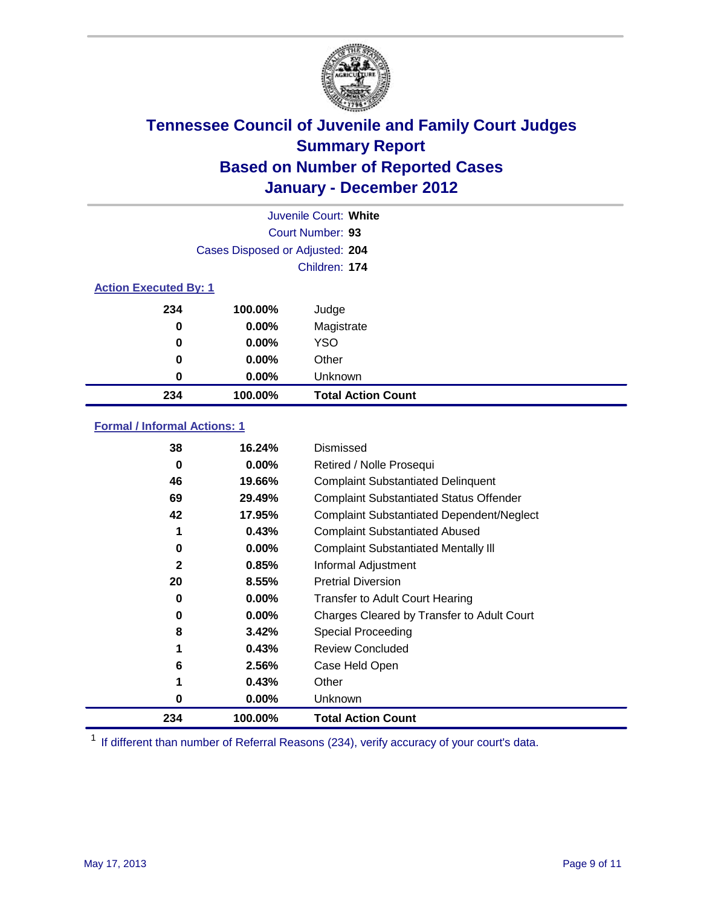# Tennessee Council of Juvenile and Family Court Judges
## Summary Report
## Based on Number of Reported Cases
## January - December 2012

Juvenile Court: **White**
Court Number: **93**
Cases Disposed or Adjusted: **204**
Children: **174**

### Action Executed By: 1

| | | |
|---|---|---|
| 234 | 100.00% | Judge |
| 0 | 0.00% | Magistrate |
| 0 | 0.00% | YSO |
| 0 | 0.00% | Other |
| 0 | 0.00% | Unknown |
| **234** | **100.00%** | **Total Action Count** |

### Formal / Informal Actions: 1

| | | |
|---|---|---|
| 38 | 16.24% | Dismissed |
| 0 | 0.00% | Retired / Nolle Prosequi |
| 46 | 19.66% | Complaint Substantiated Delinquent |
| 69 | 29.49% | Complaint Substantiated Status Offender |
| 42 | 17.95% | Complaint Substantiated Dependent/Neglect |
| 1 | 0.43% | Complaint Substantiated Abused |
| 0 | 0.00% | Complaint Substantiated Mentally Ill |
| 2 | 0.85% | Informal Adjustment |
| 20 | 8.55% | Pretrial Diversion |
| 0 | 0.00% | Transfer to Adult Court Hearing |
| 0 | 0.00% | Charges Cleared by Transfer to Adult Court |
| 8 | 3.42% | Special Proceeding |
| 1 | 0.43% | Review Concluded |
| 6 | 2.56% | Case Held Open |
| 1 | 0.43% | Other |
| 0 | 0.00% | Unknown |
| **234** | **100.00%** | **Total Action Count** |

[1] If different than number of Referral Reasons (234), verify accuracy of your court's data.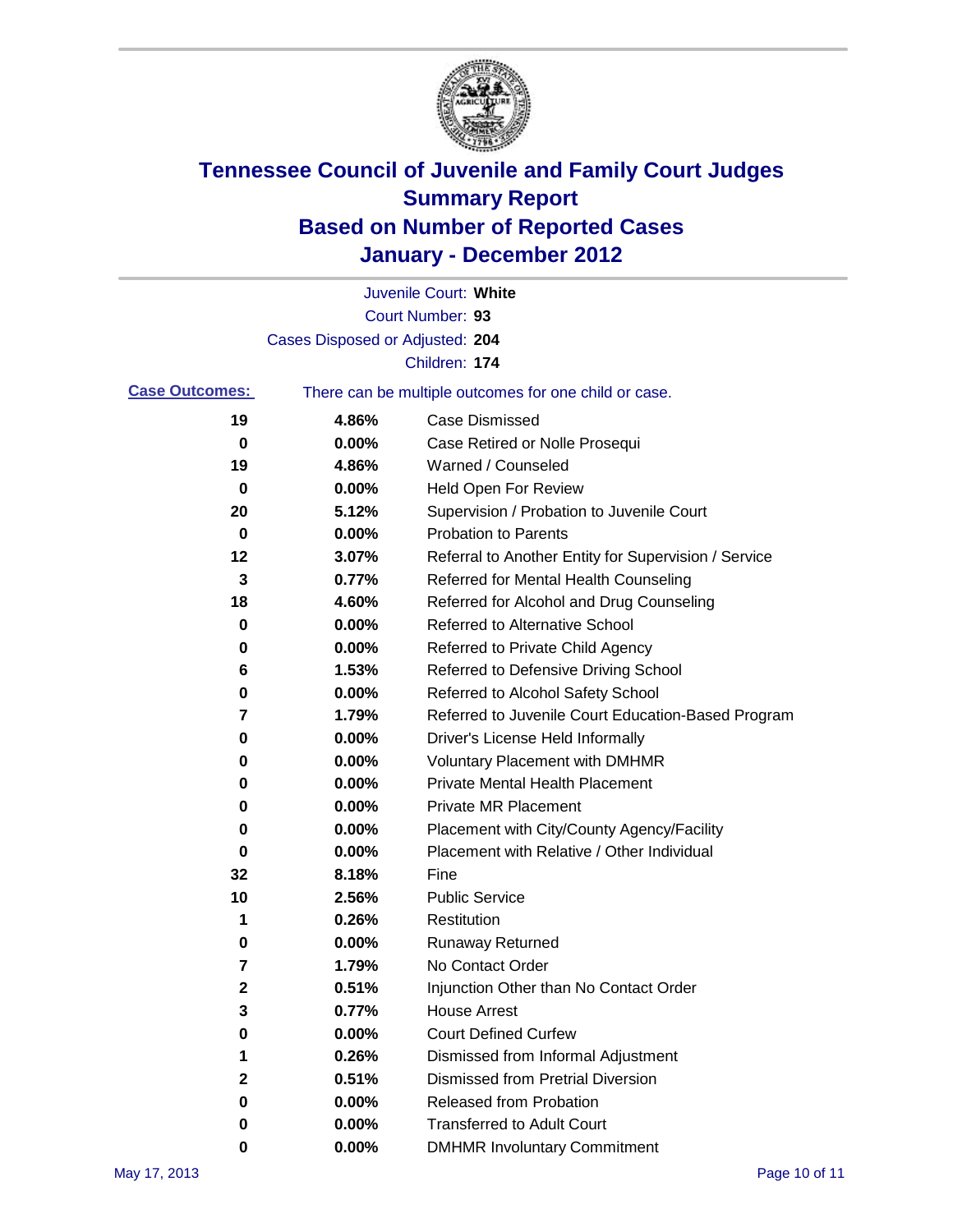# Tennessee Council of Juvenile and Family Court Judges
# Summary Report
# Based on Number of Reported Cases
# January - December 2012

Juvenile Court: **White**
Court Number: **93**
Cases Disposed or Adjusted: **204**
Children: **174**

**Case Outcomes:** There can be multiple outcomes for one child or case.

| | | |
|---|---|---|
| 19 | 4.86% | Case Dismissed |
| 0 | 0.00% | Case Retired or Nolle Prosequi |
| 19 | 4.86% | Warned / Counseled |
| 0 | 0.00% | Held Open For Review |
| 20 | 5.12% | Supervision / Probation to Juvenile Court |
| 0 | 0.00% | Probation to Parents |
| 12 | 3.07% | Referral to Another Entity for Supervision / Service |
| 3 | 0.77% | Referred for Mental Health Counseling |
| 18 | 4.60% | Referred for Alcohol and Drug Counseling |
| 0 | 0.00% | Referred to Alternative School |
| 0 | 0.00% | Referred to Private Child Agency |
| 6 | 1.53% | Referred to Defensive Driving School |
| 0 | 0.00% | Referred to Alcohol Safety School |
| 7 | 1.79% | Referred to Juvenile Court Education-Based Program |
| 0 | 0.00% | Driver's License Held Informally |
| 0 | 0.00% | Voluntary Placement with DMHMR |
| 0 | 0.00% | Private Mental Health Placement |
| 0 | 0.00% | Private MR Placement |
| 0 | 0.00% | Placement with City/County Agency/Facility |
| 0 | 0.00% | Placement with Relative / Other Individual |
| 32 | 8.18% | Fine |
| 10 | 2.56% | Public Service |
| 1 | 0.26% | Restitution |
| 0 | 0.00% | Runaway Returned |
| 7 | 1.79% | No Contact Order |
| 2 | 0.51% | Injunction Other than No Contact Order |
| 3 | 0.77% | House Arrest |
| 0 | 0.00% | Court Defined Curfew |
| 1 | 0.26% | Dismissed from Informal Adjustment |
| 2 | 0.51% | Dismissed from Pretrial Diversion |
| 0 | 0.00% | Released from Probation |
| 0 | 0.00% | Transferred to Adult Court |
| 0 | 0.00% | DMHMR Involuntary Commitment |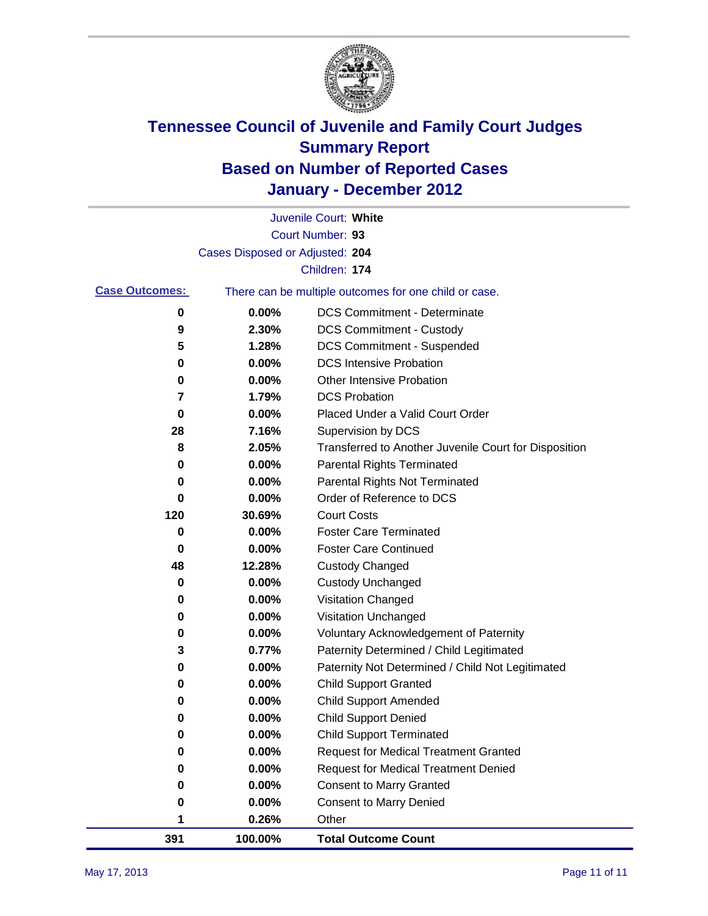# Tennessee Council of Juvenile and Family Court Judges
## Summary Report
## Based on Number of Reported Cases
## January - December 2012

Juvenile Court: **White**
Court Number: **93**
Cases Disposed or Adjusted: **204**
Children: **174**

**Case Outcomes:** There can be multiple outcomes for one child or case.

| | | |
|---|---|---|
| 0 | 0.00% | DCS Commitment - Determinate |
| 9 | 2.30% | DCS Commitment - Custody |
| 5 | 1.28% | DCS Commitment - Suspended |
| 0 | 0.00% | DCS Intensive Probation |
| 0 | 0.00% | Other Intensive Probation |
| 7 | 1.79% | DCS Probation |
| 0 | 0.00% | Placed Under a Valid Court Order |
| 28 | 7.16% | Supervision by DCS |
| 8 | 2.05% | Transferred to Another Juvenile Court for Disposition |
| 0 | 0.00% | Parental Rights Terminated |
| 0 | 0.00% | Parental Rights Not Terminated |
| 0 | 0.00% | Order of Reference to DCS |
| 120 | 30.69% | Court Costs |
| 0 | 0.00% | Foster Care Terminated |
| 0 | 0.00% | Foster Care Continued |
| 48 | 12.28% | Custody Changed |
| 0 | 0.00% | Custody Unchanged |
| 0 | 0.00% | Visitation Changed |
| 0 | 0.00% | Visitation Unchanged |
| 0 | 0.00% | Voluntary Acknowledgement of Paternity |
| 3 | 0.77% | Paternity Determined / Child Legitimated |
| 0 | 0.00% | Paternity Not Determined / Child Not Legitimated |
| 0 | 0.00% | Child Support Granted |
| 0 | 0.00% | Child Support Amended |
| 0 | 0.00% | Child Support Denied |
| 0 | 0.00% | Child Support Terminated |
| 0 | 0.00% | Request for Medical Treatment Granted |
| 0 | 0.00% | Request for Medical Treatment Denied |
| 0 | 0.00% | Consent to Marry Granted |
| 0 | 0.00% | Consent to Marry Denied |
| 1 | 0.26% | Other |
| **391** | **100.00%** | **Total Outcome Count** |